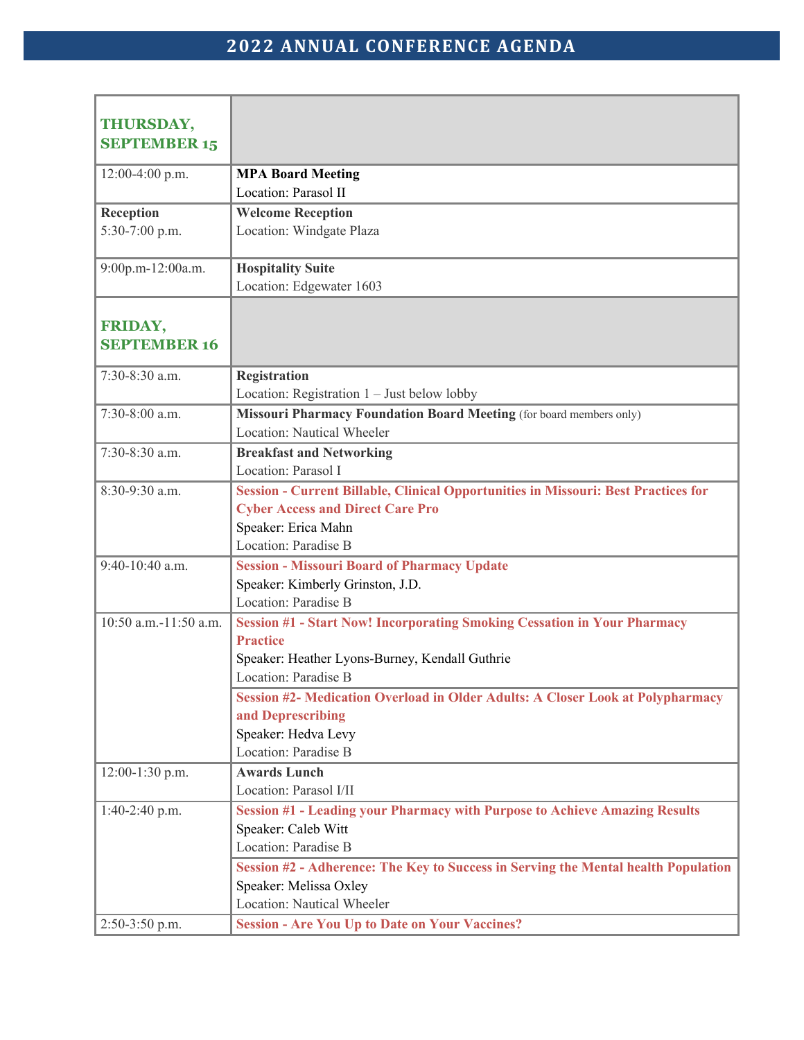# 2022 ANNUAL CONFERENCE AGENDA

| THURSDAY, SEPTEMBER 15 | |
|---|---|
| 12:00-4:00 p.m. | **MPA Board Meeting**<br>Location: Parasol II |
| **Reception**<br>5:30-7:00 p.m. | **Welcome Reception**<br>Location: Windgate Plaza |
| 9:00p.m-12:00a.m. | **Hospitality Suite**<br>Location: Edgewater 1603 |
| **FRIDAY, SEPTEMBER 16** | |
| 7:30-8:30 a.m. | **Registration**<br>Location: Registration 1 – Just below lobby |
| 7:30-8:00 a.m. | **Missouri Pharmacy Foundation Board Meeting** (for board members only)<br>Location: Nautical Wheeler |
| 7:30-8:30 a.m. | **Breakfast and Networking**<br>Location: Parasol I |
| 8:30-9:30 a.m. | **Session - Current Billable, Clinical Opportunities in Missouri: Best Practices for Cyber Access and Direct Care Pro**<br>Speaker: Erica Mahn<br>Location: Paradise B |
| 9:40-10:40 a.m. | **Session - Missouri Board of Pharmacy Update**<br>Speaker: Kimberly Grinston, J.D.<br>Location: Paradise B |
| 10:50 a.m.-11:50 a.m. | **Session #1 - Start Now! Incorporating Smoking Cessation in Your Pharmacy Practice**<br>Speaker: Heather Lyons-Burney, Kendall Guthrie<br>Location: Paradise B |
| | **Session #2- Medication Overload in Older Adults: A Closer Look at Polypharmacy and Deprescribing**<br>Speaker: Hedva Levy<br>Location: Paradise B |
| 12:00-1:30 p.m. | **Awards Lunch**<br>Location: Parasol I/II |
| 1:40-2:40 p.m. | **Session #1 - Leading your Pharmacy with Purpose to Achieve Amazing Results**<br>Speaker: Caleb Witt<br>Location: Paradise B |
| | **Session #2 - Adherence: The Key to Success in Serving the Mental health Population**<br>Speaker: Melissa Oxley<br>Location: Nautical Wheeler |
| 2:50-3:50 p.m. | **Session - Are You Up to Date on Your Vaccines?** |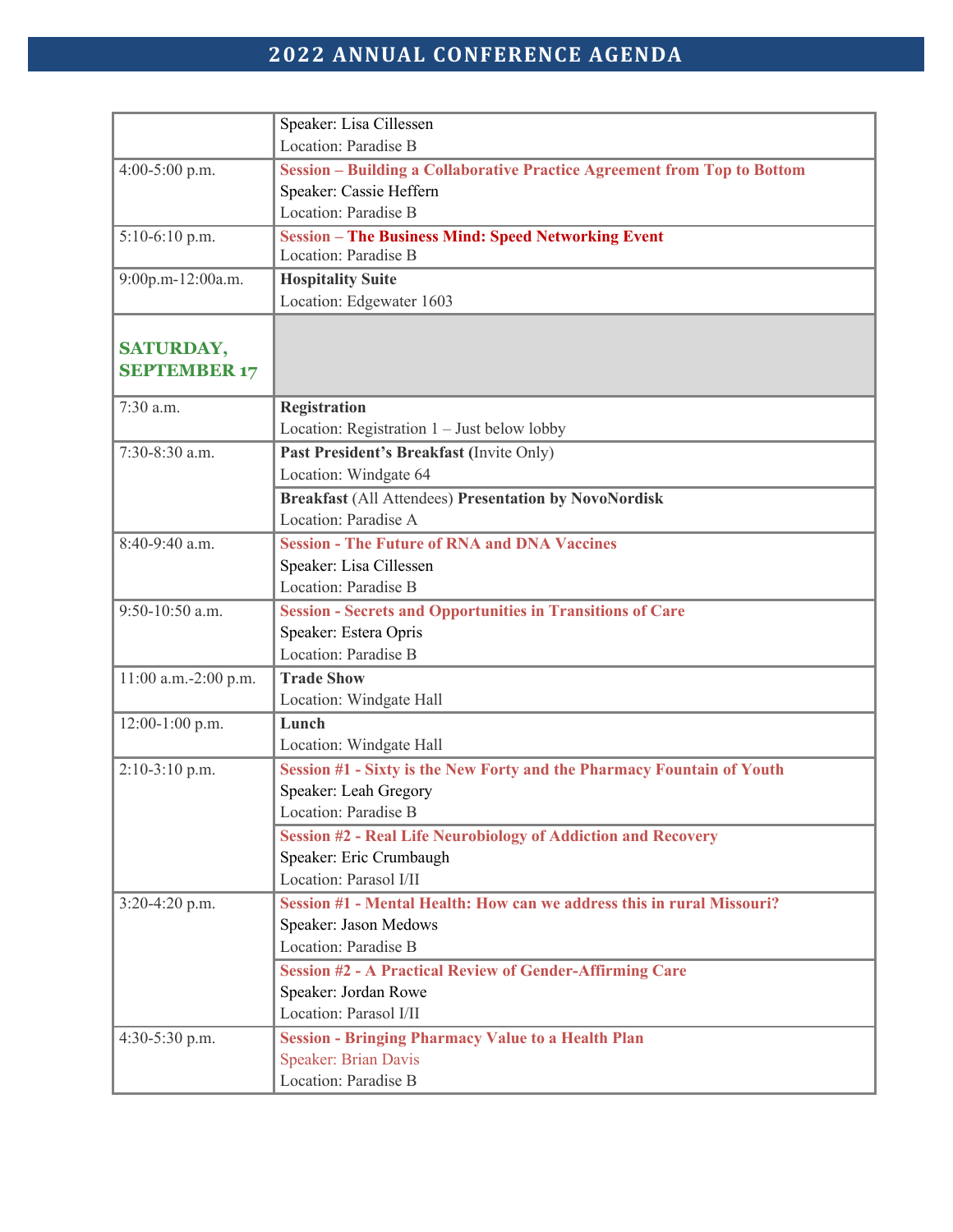# 2022 ANNUAL CONFERENCE AGENDA

| | |
|---|---|
| | Speaker: Lisa Cillessen<br>Location: Paradise B |
| 4:00-5:00 p.m. | **Session – Building a Collaborative Practice Agreement from Top to Bottom**<br>Speaker: Cassie Heffern<br>Location: Paradise B |
| 5:10-6:10 p.m. | **Session – The Business Mind: Speed Networking Event**<br>Location: Paradise B |
| 9:00p.m-12:00a.m. | **Hospitality Suite**<br>Location: Edgewater 1603 |
| **SATURDAY, SEPTEMBER 17** | |
| 7:30 a.m. | **Registration**<br>Location: Registration 1 – Just below lobby |
| 7:30-8:30 a.m. | **Past President's Breakfast (**Invite Only)<br>Location: Windgate 64 |
| | **Breakfast** (All Attendees) **Presentation by NovoNordisk**<br>Location: Paradise A |
| 8:40-9:40 a.m. | **Session - The Future of RNA and DNA Vaccines**<br>Speaker: Lisa Cillessen<br>Location: Paradise B |
| 9:50-10:50 a.m. | **Session - Secrets and Opportunities in Transitions of Care**<br>Speaker: Estera Opris<br>Location: Paradise B |
| 11:00 a.m.-2:00 p.m. | **Trade Show**<br>Location: Windgate Hall |
| 12:00-1:00 p.m. | **Lunch**<br>Location: Windgate Hall |
| 2:10-3:10 p.m. | **Session #1 - Sixty is the New Forty and the Pharmacy Fountain of Youth**<br>Speaker: Leah Gregory<br>Location: Paradise B |
| | **Session #2 - Real Life Neurobiology of Addiction and Recovery**<br>Speaker: Eric Crumbaugh<br>Location: Parasol I/II |
| 3:20-4:20 p.m. | **Session #1 - Mental Health: How can we address this in rural Missouri?**<br>Speaker: Jason Medows<br>Location: Paradise B |
| | **Session #2 - A Practical Review of Gender-Affirming Care**<br>Speaker: Jordan Rowe<br>Location: Parasol I/II |
| 4:30-5:30 p.m. | **Session - Bringing Pharmacy Value to a Health Plan**<br>Speaker: Brian Davis<br>Location: Paradise B |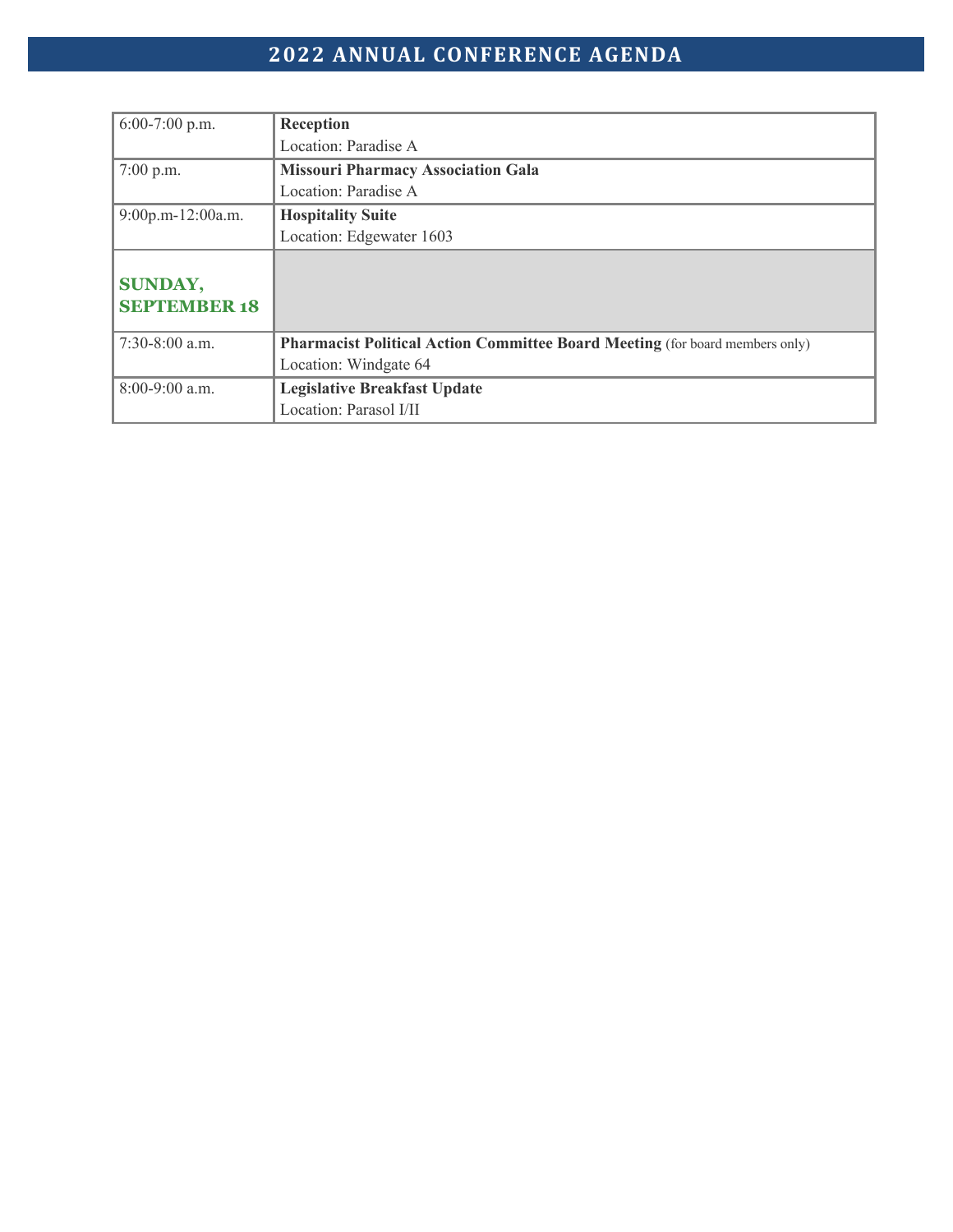## 2022 ANNUAL CONFERENCE AGENDA

| | |
|---|---|
| 6:00-7:00 p.m. | **Reception**<br>Location: Paradise A |
| 7:00 p.m. | **Missouri Pharmacy Association Gala**<br>Location: Paradise A |
| 9:00p.m-12:00a.m. | **Hospitality Suite**<br>Location: Edgewater 1603 |
| **SUNDAY, SEPTEMBER 18** | |
| 7:30-8:00 a.m. | **Pharmacist Political Action Committee Board Meeting** (for board members only)<br>Location: Windgate 64 |
| 8:00-9:00 a.m. | **Legislative Breakfast Update**<br>Location: Parasol I/II |